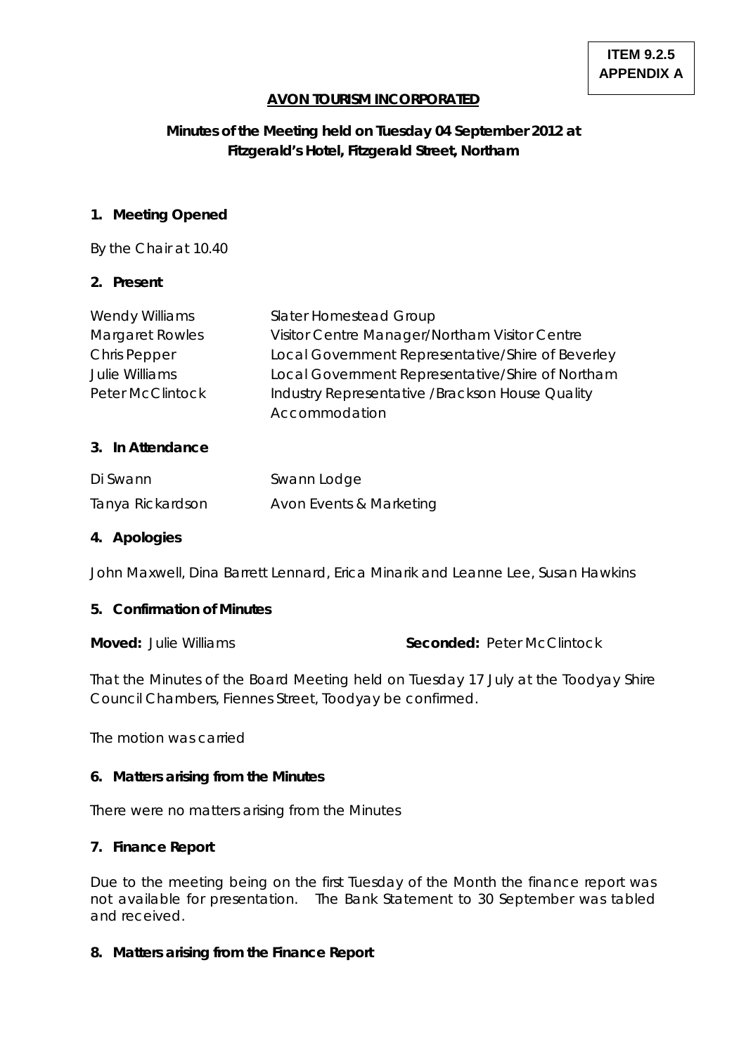**ITEM 9.2.5**
**APPENDIX A**

# AVON TOURISM INCORPORATED

## Minutes of the Meeting held on Tuesday 04 September 2012 at Fitzgerald's Hotel, Fitzgerald Street, Northam

### 1. Meeting Opened

By the Chair at 10.40

### 2. Present

| | |
|---|---|
| Wendy Williams | Slater Homestead Group |
| Margaret Rowles | Visitor Centre Manager/Northam Visitor Centre |
| Chris Pepper | Local Government Representative/Shire of Beverley |
| Julie Williams | Local Government Representative/Shire of Northam |
| Peter McClintock | Industry Representative /Brackson House Quality Accommodation |

### 3. In Attendance

| | |
|---|---|
| Di Swann | Swann Lodge |
| Tanya Rickardson | Avon Events & Marketing |

### 4. Apologies

John Maxwell, Dina Barrett Lennard, Erica Minarik and Leanne Lee, Susan Hawkins

### 5. Confirmation of Minutes

**Moved:** Julie Williams **Seconded:** Peter McClintock

That the Minutes of the Board Meeting held on Tuesday 17 July at the Toodyay Shire Council Chambers, Fiennes Street, Toodyay be confirmed.

The motion was carried

### 6. Matters arising from the Minutes

There were no matters arising from the Minutes

### 7. Finance Report

Due to the meeting being on the first Tuesday of the Month the finance report was not available for presentation. The Bank Statement to 30 September was tabled and received.

### 8. Matters arising from the Finance Report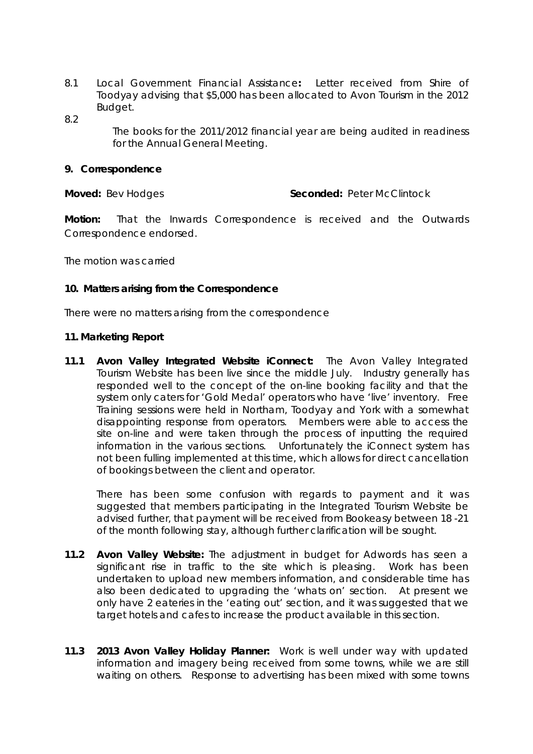8.1 Local Government Financial Assistance**:** Letter received from Shire of Toodyay advising that $5,000 has been allocated to Avon Tourism in the 2012 Budget.

8.2 The books for the 2011/2012 financial year are being audited in readiness for the Annual General Meeting.

**9. Correspondence**

**Moved:** Bev Hodges **Seconded:** Peter McClintock

**Motion:** That the Inwards Correspondence is received and the Outwards Correspondence endorsed.

The motion was carried

**10. Matters arising from the Correspondence**

There were no matters arising from the correspondence

**11. Marketing Report**

**11.1 Avon Valley Integrated Website iConnect:** The Avon Valley Integrated Tourism Website has been live since the middle July. Industry generally has responded well to the concept of the on-line booking facility and that the system only caters for 'Gold Medal' operators who have 'live' inventory. Free Training sessions were held in Northam, Toodyay and York with a somewhat disappointing response from operators. Members were able to access the site on-line and were taken through the process of inputting the required information in the various sections. Unfortunately the iConnect system has not been fulling implemented at this time, which allows for direct cancellation of bookings between the client and operator.

There has been some confusion with regards to payment and it was suggested that members participating in the Integrated Tourism Website be advised further, that payment will be received from Bookeasy between 18 -21 of the month following stay, although further clarification will be sought.

**11.2 Avon Valley Website:** The adjustment in budget for Adwords has seen a significant rise in traffic to the site which is pleasing. Work has been undertaken to upload new members information, and considerable time has also been dedicated to upgrading the 'whats on' section. At present we only have 2 eateries in the 'eating out' section, and it was suggested that we target hotels and cafes to increase the product available in this section.

**11.3 2013 Avon Valley Holiday Planner:** Work is well under way with updated information and imagery being received from some towns, while we are still waiting on others. Response to advertising has been mixed with some towns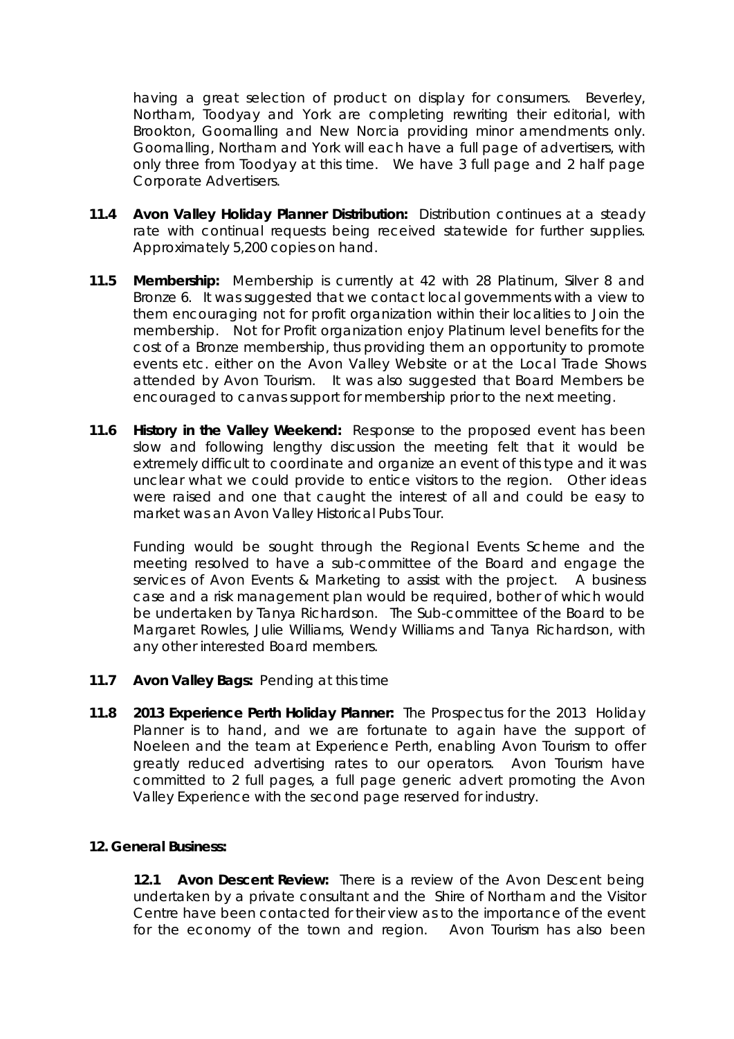having a great selection of product on display for consumers. Beverley, Northam, Toodyay and York are completing rewriting their editorial, with Brookton, Goomalling and New Norcia providing minor amendments only. Goomalling, Northam and York will each have a full page of advertisers, with only three from Toodyay at this time. We have 3 full page and 2 half page Corporate Advertisers.

**11.4 Avon Valley Holiday Planner Distribution:** Distribution continues at a steady rate with continual requests being received statewide for further supplies. Approximately 5,200 copies on hand.

**11.5 Membership:** Membership is currently at 42 with 28 Platinum, Silver 8 and Bronze 6. It was suggested that we contact local governments with a view to them encouraging not for profit organization within their localities to Join the membership. Not for Profit organization enjoy Platinum level benefits for the cost of a Bronze membership, thus providing them an opportunity to promote events etc. either on the Avon Valley Website or at the Local Trade Shows attended by Avon Tourism. It was also suggested that Board Members be encouraged to canvas support for membership prior to the next meeting.

**11.6 History in the Valley Weekend:** Response to the proposed event has been slow and following lengthy discussion the meeting felt that it would be extremely difficult to coordinate and organize an event of this type and it was unclear what we could provide to entice visitors to the region. Other ideas were raised and one that caught the interest of all and could be easy to market was an Avon Valley Historical Pubs Tour.

Funding would be sought through the Regional Events Scheme and the meeting resolved to have a sub-committee of the Board and engage the services of Avon Events & Marketing to assist with the project. A business case and a risk management plan would be required, bother of which would be undertaken by Tanya Richardson. The Sub-committee of the Board to be Margaret Rowles, Julie Williams, Wendy Williams and Tanya Richardson, with any other interested Board members.

**11.7 Avon Valley Bags:** Pending at this time

**11.8 2013 Experience Perth Holiday Planner:** The Prospectus for the 2013 Holiday Planner is to hand, and we are fortunate to again have the support of Noeleen and the team at Experience Perth, enabling Avon Tourism to offer greatly reduced advertising rates to our operators. Avon Tourism have committed to 2 full pages, a full page generic advert promoting the Avon Valley Experience with the second page reserved for industry.

**12. General Business:**

**12.1 Avon Descent Review:** There is a review of the Avon Descent being undertaken by a private consultant and the Shire of Northam and the Visitor Centre have been contacted for their view as to the importance of the event for the economy of the town and region. Avon Tourism has also been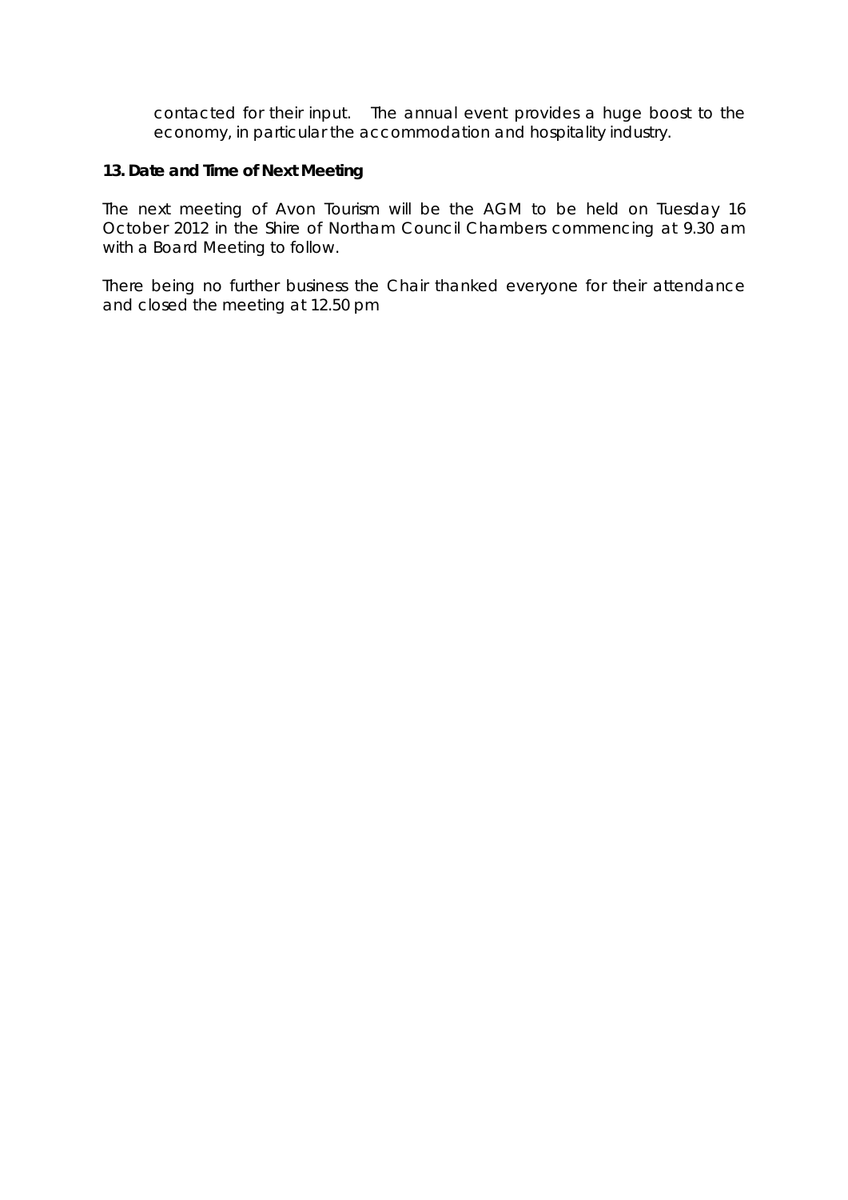contacted for their input. The annual event provides a huge boost to the economy, in particular the accommodation and hospitality industry.

**13. Date and Time of Next Meeting**

The next meeting of Avon Tourism will be the AGM to be held on Tuesday 16 October 2012 in the Shire of Northam Council Chambers commencing at 9.30 am with a Board Meeting to follow.

There being no further business the Chair thanked everyone for their attendance and closed the meeting at 12.50 pm